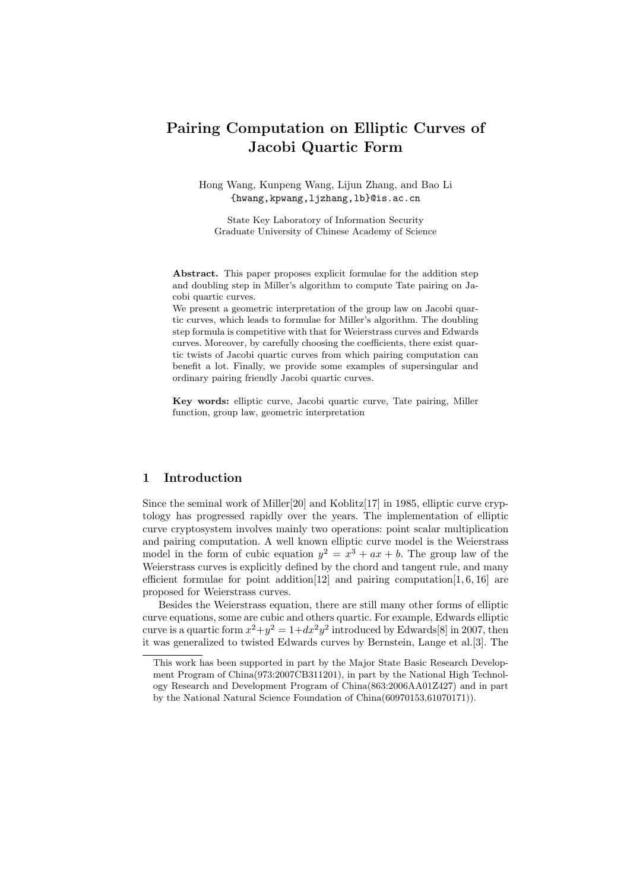# Pairing Computation on Elliptic Curves of Jacobi Quartic Form

Hong Wang, Kunpeng Wang, Lijun Zhang, and Bao Li
{hwang,kpwang,ljzhang,lb}@is.ac.cn

State Key Laboratory of Information Security
Graduate University of Chinese Academy of Science

**Abstract.** This paper proposes explicit formulae for the addition step and doubling step in Miller's algorithm to compute Tate pairing on Jacobi quartic curves.
We present a geometric interpretation of the group law on Jacobi quartic curves, which leads to formulae for Miller's algorithm. The doubling step formula is competitive with that for Weierstrass curves and Edwards curves. Moreover, by carefully choosing the coefficients, there exist quartic twists of Jacobi quartic curves from which pairing computation can benefit a lot. Finally, we provide some examples of supersingular and ordinary pairing friendly Jacobi quartic curves.

**Key words:** elliptic curve, Jacobi quartic curve, Tate pairing, Miller function, group law, geometric interpretation

## 1 Introduction

Since the seminal work of Miller[20] and Koblitz[17] in 1985, elliptic curve cryptology has progressed rapidly over the years. The implementation of elliptic curve cryptosystem involves mainly two operations: point scalar multiplication and pairing computation. A well known elliptic curve model is the Weierstrass model in the form of cubic equation $y^2 = x^3 + ax + b$. The group law of the Weierstrass curves is explicitly defined by the chord and tangent rule, and many efficient formulae for point addition[12] and pairing computation[1, 6, 16] are proposed for Weierstrass curves.

Besides the Weierstrass equation, there are still many other forms of elliptic curve equations, some are cubic and others quartic. For example, Edwards elliptic curve is a quartic form $x^2+y^2 = 1+dx^2y^2$ introduced by Edwards[8] in 2007, then it was generalized to twisted Edwards curves by Bernstein, Lange et al.[3]. The

This work has been supported in part by the Major State Basic Research Development Program of China(973:2007CB311201), in part by the National High Technology Research and Development Program of China(863:2006AA01Z427) and in part by the National Natural Science Foundation of China(60970153,61070171)).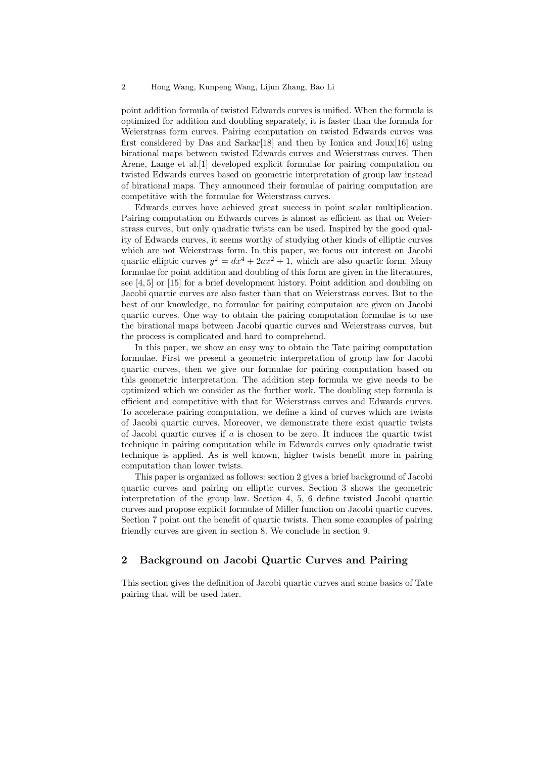point addition formula of twisted Edwards curves is unified. When the formula is optimized for addition and doubling separately, it is faster than the formula for Weierstrass form curves. Pairing computation on twisted Edwards curves was first considered by Das and Sarkar[18] and then by Ionica and Joux[16] using birational maps between twisted Edwards curves and Weierstrass curves. Then Arene, Lange et al.[1] developed explicit formulae for pairing computation on twisted Edwards curves based on geometric interpretation of group law instead of birational maps. They announced their formulae of pairing computation are competitive with the formulae for Weierstrass curves.

Edwards curves have achieved great success in point scalar multiplication. Pairing computation on Edwards curves is almost as efficient as that on Weierstrass curves, but only quadratic twists can be used. Inspired by the good quality of Edwards curves, it seems worthy of studying other kinds of elliptic curves which are not Weierstrass form. In this paper, we focus our interest on Jacobi quartic elliptic curves $y^2 = dx^4 + 2ax^2 + 1$, which are also quartic form. Many formulae for point addition and doubling of this form are given in the literatures, see [4, 5] or [15] for a brief development history. Point addition and doubling on Jacobi quartic curves are also faster than that on Weierstrass curves. But to the best of our knowledge, no formulae for pairing computaion are given on Jacobi quartic curves. One way to obtain the pairing computation formulae is to use the birational maps between Jacobi quartic curves and Weierstrass curves, but the process is complicated and hard to comprehend.

In this paper, we show an easy way to obtain the Tate pairing computation formulae. First we present a geometric interpretation of group law for Jacobi quartic curves, then we give our formulae for pairing computation based on this geometric interpretation. The addition step formula we give needs to be optimized which we consider as the further work. The doubling step formula is efficient and competitive with that for Weierstrass curves and Edwards curves. To accelerate pairing computation, we define a kind of curves which are twists of Jacobi quartic curves. Moreover, we demonstrate there exist quartic twists of Jacobi quartic curves if $a$ is chosen to be zero. It induces the quartic twist technique in pairing computation while in Edwards curves only quadratic twist technique is applied. As is well known, higher twists benefit more in pairing computation than lower twists.

This paper is organized as follows: section 2 gives a brief background of Jacobi quartic curves and pairing on elliptic curves. Section 3 shows the geometric interpretation of the group law. Section 4, 5, 6 define twisted Jacobi quartic curves and propose explicit formulae of Miller function on Jacobi quartic curves. Section 7 point out the benefit of quartic twists. Then some examples of pairing friendly curves are given in section 8. We conclude in section 9.

## 2 Background on Jacobi Quartic Curves and Pairing

This section gives the definition of Jacobi quartic curves and some basics of Tate pairing that will be used later.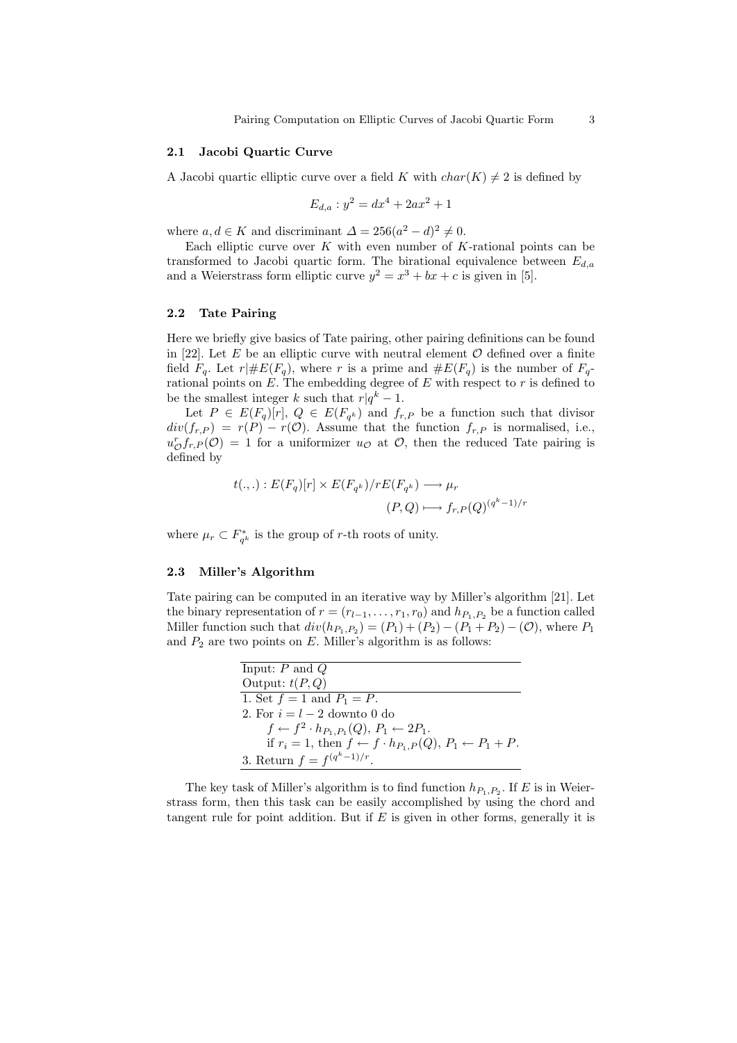### 2.1 Jacobi Quartic Curve

A Jacobi quartic elliptic curve over a field $K$ with $char(K) \neq 2$ is defined by

$$E_{d,a} : y^2 = dx^4 + 2ax^2 + 1$$

where $a, d \in K$ and discriminant $\Delta = 256(a^2 - d)^2 \neq 0$.

Each elliptic curve over $K$ with even number of $K$-rational points can be transformed to Jacobi quartic form. The birational equivalence between $E_{d,a}$ and a Weierstrass form elliptic curve $y^2 = x^3 + bx + c$ is given in [5].

### 2.2 Tate Pairing

Here we briefly give basics of Tate pairing, other pairing definitions can be found in [22]. Let $E$ be an elliptic curve with neutral element $\mathcal{O}$ defined over a finite field $F_q$. Let $r | \#E(F_q)$, where $r$ is a prime and $\#E(F_q)$ is the number of $F_q$-rational points on $E$. The embedding degree of $E$ with respect to $r$ is defined to be the smallest integer $k$ such that $r | q^k - 1$.

Let $P \in E(F_q)[r]$, $Q \in E(F_{q^k})$ and $f_{r,P}$ be a function such that divisor $div(f_{r,P}) = r(P) - r(\mathcal{O})$. Assume that the function $f_{r,P}$ is normalised, i.e., $u_{\mathcal{O}}^r f_{r,P}(\mathcal{O}) = 1$ for a uniformizer $u_{\mathcal{O}}$ at $\mathcal{O}$, then the reduced Tate pairing is defined by

$$t(.,.) : E(F_q)[r] \times E(F_{q^k})/rE(F_{q^k}) \longrightarrow \mu_r$$
$$(P, Q) \longmapsto f_{r,P}(Q)^{(q^k-1)/r}$$

where $\mu_r \subset F_{q^k}^*$ is the group of $r$-th roots of unity.

### 2.3 Miller's Algorithm

Tate pairing can be computed in an iterative way by Miller's algorithm [21]. Let the binary representation of $r = (r_{l-1}, \ldots, r_1, r_0)$ and $h_{P_1,P_2}$ be a function called Miller function such that $div(h_{P_1,P_2}) = (P_1) + (P_2) - (P_1 + P_2) - (\mathcal{O})$, where $P_1$ and $P_2$ are two points on $E$. Miller's algorithm is as follows:

```
Input: P and Q
Output: t(P, Q)
1. Set f = 1 and P1 = P.
2. For i = l − 2 downto 0 do
     f ← f^2 · h_{P1,P1}(Q), P1 ← 2P1.
     if r_i = 1, then f ← f · h_{P1,P}(Q), P1 ← P1 + P.
3. Return f = f^{(q^k − 1)/r}.
```

The key task of Miller's algorithm is to find function $h_{P_1,P_2}$. If $E$ is in Weierstrass form, then this task can be easily accomplished by using the chord and tangent rule for point addition. But if $E$ is given in other forms, generally it is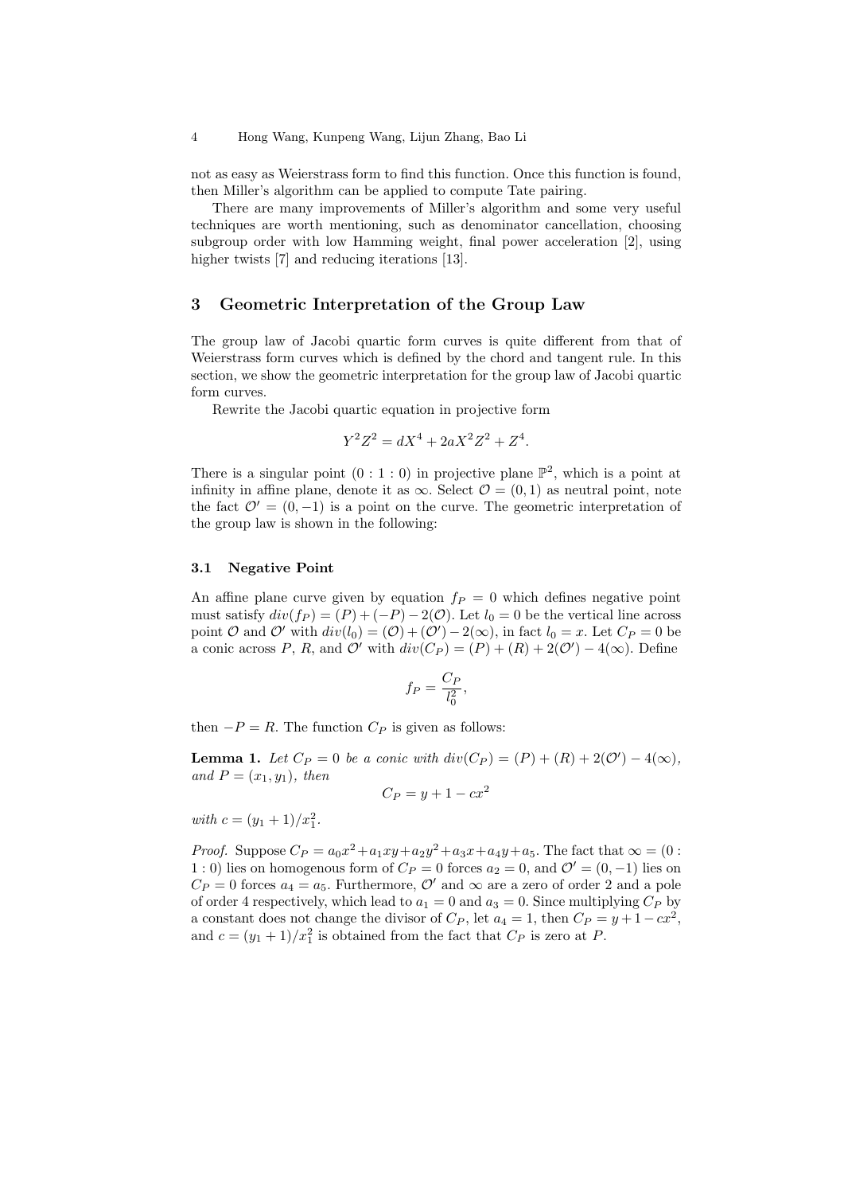not as easy as Weierstrass form to find this function. Once this function is found, then Miller's algorithm can be applied to compute Tate pairing.

There are many improvements of Miller's algorithm and some very useful techniques are worth mentioning, such as denominator cancellation, choosing subgroup order with low Hamming weight, final power acceleration [2], using higher twists [7] and reducing iterations [13].

## 3 Geometric Interpretation of the Group Law

The group law of Jacobi quartic form curves is quite different from that of Weierstrass form curves which is defined by the chord and tangent rule. In this section, we show the geometric interpretation for the group law of Jacobi quartic form curves.

Rewrite the Jacobi quartic equation in projective form

$$Y^2Z^2 = dX^4 + 2aX^2Z^2 + Z^4.$$

There is a singular point $(0 : 1 : 0)$ in projective plane $\mathbb{P}^2$, which is a point at infinity in affine plane, denote it as $\infty$. Select $\mathcal{O} = (0, 1)$ as neutral point, note the fact $\mathcal{O}' = (0, -1)$ is a point on the curve. The geometric interpretation of the group law is shown in the following:

### 3.1 Negative Point

An affine plane curve given by equation $f_P = 0$ which defines negative point must satisfy $div(f_P) = (P) + (-P) - 2(\mathcal{O})$. Let $l_0 = 0$ be the vertical line across point $\mathcal{O}$ and $\mathcal{O}'$ with $div(l_0) = (\mathcal{O}) + (\mathcal{O}') - 2(\infty)$, in fact $l_0 = x$. Let $C_P = 0$ be a conic across $P$, $R$, and $\mathcal{O}'$ with $div(C_P) = (P) + (R) + 2(\mathcal{O}') - 4(\infty)$. Define

$$f_P = \frac{C_P}{l_0^2},$$

then $-P = R$. The function $C_P$ is given as follows:

**Lemma 1.** *Let $C_P = 0$ be a conic with $div(C_P) = (P) + (R) + 2(\mathcal{O}') - 4(\infty)$, and $P = (x_1, y_1)$, then*

$$C_P = y + 1 - cx^2$$

*with $c = (y_1 + 1)/x_1^2$.*

*Proof.* Suppose $C_P = a_0x^2 + a_1xy + a_2y^2 + a_3x + a_4y + a_5$. The fact that $\infty = (0 : 1 : 0)$ lies on homogenous form of $C_P = 0$ forces $a_2 = 0$, and $\mathcal{O}' = (0, -1)$ lies on $C_P = 0$ forces $a_4 = a_5$. Furthermore, $\mathcal{O}'$ and $\infty$ are a zero of order 2 and a pole of order 4 respectively, which lead to $a_1 = 0$ and $a_3 = 0$. Since multiplying $C_P$ by a constant does not change the divisor of $C_P$, let $a_4 = 1$, then $C_P = y + 1 - cx^2$, and $c = (y_1 + 1)/x_1^2$ is obtained from the fact that $C_P$ is zero at $P$.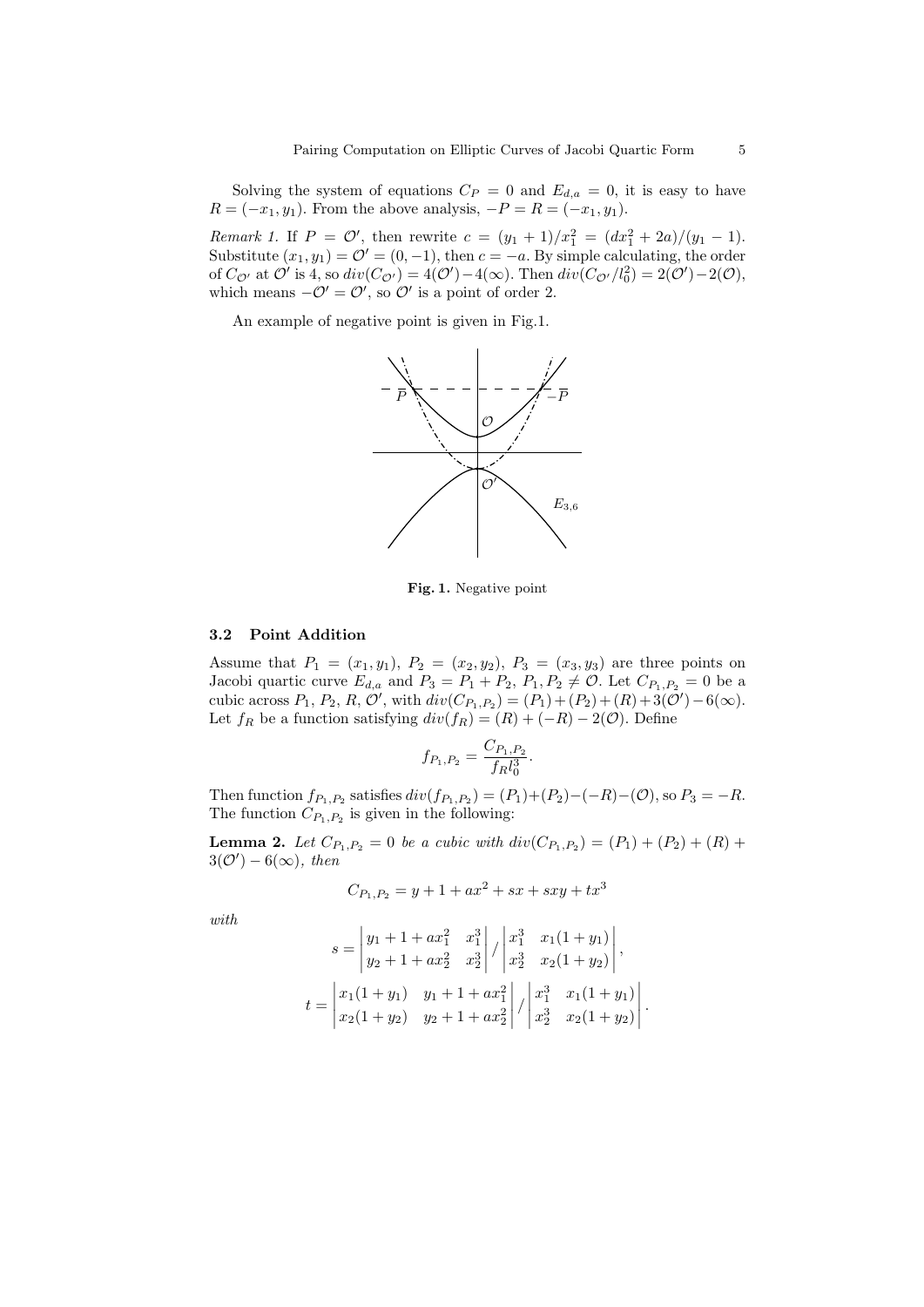Solving the system of equations $C_P = 0$ and $E_{d,a} = 0$, it is easy to have $R = (-x_1, y_1)$. From the above analysis, $-P = R = (-x_1, y_1)$.

*Remark 1.* If $P = \mathcal{O}'$, then rewrite $c = (y_1+1)/x_1^2 = (dx_1^2 + 2a)/(y_1 - 1)$. Substitute $(x_1, y_1) = \mathcal{O}' = (0, -1)$, then $c = -a$. By simple calculating, the order of $C_{\mathcal{O}'}$ at $\mathcal{O}'$ is 4, so $div(C_{\mathcal{O}'}) = 4(\mathcal{O}') - 4(\infty)$. Then $div(C_{\mathcal{O}'}/l_0^2) = 2(\mathcal{O}') - 2(\mathcal{O})$, which means $-\mathcal{O}' = \mathcal{O}'$, so $\mathcal{O}'$ is a point of order 2.

An example of negative point is given in Fig.1.

**Fig. 1.** Negative point

### 3.2 Point Addition

Assume that $P_1 = (x_1, y_1)$, $P_2 = (x_2, y_2)$, $P_3 = (x_3, y_3)$ are three points on Jacobi quartic curve $E_{d,a}$ and $P_3 = P_1 + P_2$, $P_1, P_2 \neq \mathcal{O}$. Let $C_{P_1,P_2} = 0$ be a cubic across $P_1$, $P_2$, $R$, $\mathcal{O}'$, with $div(C_{P_1,P_2}) = (P_1) + (P_2) + (R) + 3(\mathcal{O}') - 6(\infty)$. Let $f_R$ be a function satisfying $div(f_R) = (R) + (-R) - 2(\mathcal{O})$. Define

$$f_{P_1,P_2} = \frac{C_{P_1,P_2}}{f_R l_0^3}.$$

Then function $f_{P_1,P_2}$ satisfies $div(f_{P_1,P_2}) = (P_1) + (P_2) - (-R) - (\mathcal{O})$, so $P_3 = -R$. The function $C_{P_1,P_2}$ is given in the following:

**Lemma 2.** *Let $C_{P_1,P_2} = 0$ be a cubic with $div(C_{P_1,P_2}) = (P_1) + (P_2) + (R) + 3(\mathcal{O}') - 6(\infty)$, then*

$$C_{P_1,P_2} = y + 1 + ax^2 + sx + sxy + tx^3$$

*with*

$$s = \begin{vmatrix} y_1 + 1 + ax_1^2 & x_1^3 \\ y_2 + 1 + ax_2^2 & x_2^3 \end{vmatrix} \Bigg/ \begin{vmatrix} x_1^3 & x_1(1+y_1) \\ x_2^3 & x_2(1+y_2) \end{vmatrix},$$

$$t = \begin{vmatrix} x_1(1+y_1) & y_1 + 1 + ax_1^2 \\ x_2(1+y_2) & y_2 + 1 + ax_2^2 \end{vmatrix} \Bigg/ \begin{vmatrix} x_1^3 & x_1(1+y_1) \\ x_2^3 & x_2(1+y_2) \end{vmatrix}.$$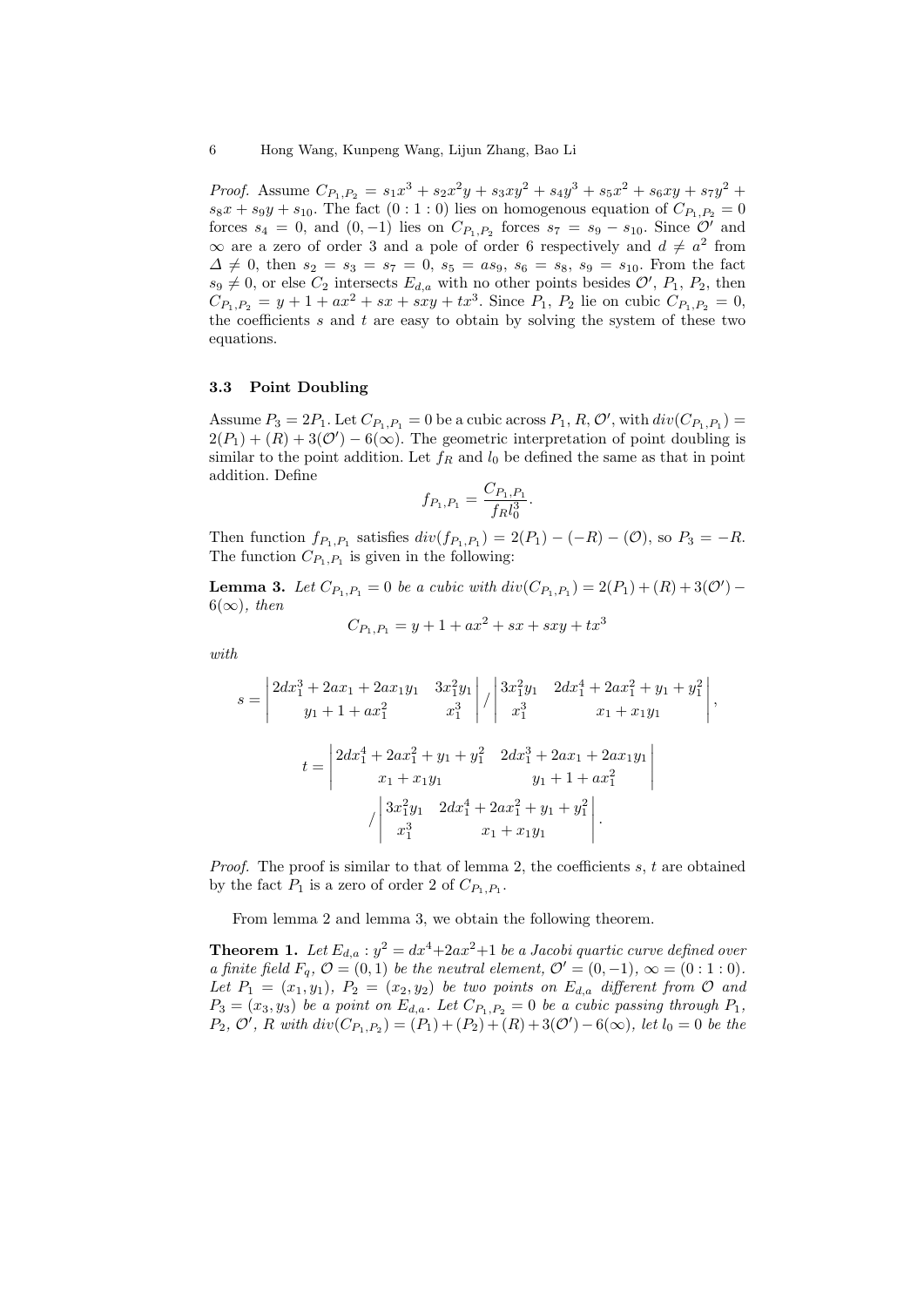*Proof.* Assume $C_{P_1,P_2} = s_1x^3 + s_2x^2y + s_3xy^2 + s_4y^3 + s_5x^2 + s_6xy + s_7y^2 + s_8x + s_9y + s_{10}$. The fact $(0:1:0)$ lies on homogenous equation of $C_{P_1,P_2} = 0$ forces $s_4 = 0$, and $(0,-1)$ lies on $C_{P_1,P_2}$ forces $s_7 = s_9 - s_{10}$. Since $\mathcal{O}'$ and $\infty$ are a zero of order 3 and a pole of order 6 respectively and $d \neq a^2$ from $\Delta \neq 0$, then $s_2 = s_3 = s_7 = 0$, $s_5 = as_9$, $s_6 = s_8$, $s_9 = s_{10}$. From the fact $s_9 \neq 0$, or else $C_2$ intersects $E_{d,a}$ with no other points besides $\mathcal{O}'$, $P_1$, $P_2$, then $C_{P_1,P_2} = y + 1 + ax^2 + sx + sxy + tx^3$. Since $P_1$, $P_2$ lie on cubic $C_{P_1,P_2} = 0$, the coefficients $s$ and $t$ are easy to obtain by solving the system of these two equations.

### 3.3 Point Doubling

Assume $P_3 = 2P_1$. Let $C_{P_1,P_1} = 0$ be a cubic across $P_1$, $R$, $\mathcal{O}'$, with $div(C_{P_1,P_1}) = 2(P_1) + (R) + 3(\mathcal{O}') - 6(\infty)$. The geometric interpretation of point doubling is similar to the point addition. Let $f_R$ and $l_0$ be defined the same as that in point addition. Define

$$f_{P_1,P_1} = \frac{C_{P_1,P_1}}{f_R l_0^3}.$$

Then function $f_{P_1,P_1}$ satisfies $div(f_{P_1,P_1}) = 2(P_1) - (-R) - (\mathcal{O})$, so $P_3 = -R$. The function $C_{P_1,P_1}$ is given in the following:

**Lemma 3.** *Let $C_{P_1,P_1} = 0$ be a cubic with $div(C_{P_1,P_1}) = 2(P_1) + (R) + 3(\mathcal{O}') - 6(\infty)$, then*

$$C_{P_1,P_1} = y + 1 + ax^2 + sx + sxy + tx^3$$

*with*

$$s = \begin{vmatrix} 2dx_1^3 + 2ax_1 + 2ax_1y_1 & 3x_1^2y_1 \\ y_1 + 1 + ax_1^2 & x_1^3 \end{vmatrix} \Bigg/ \begin{vmatrix} 3x_1^2y_1 & 2dx_1^4 + 2ax_1^2 + y_1 + y_1^2 \\ x_1^3 & x_1 + x_1y_1 \end{vmatrix},$$

$$t = \begin{vmatrix} 2dx_1^4 + 2ax_1^2 + y_1 + y_1^2 & 2dx_1^3 + 2ax_1 + 2ax_1y_1 \\ x_1 + x_1y_1 & y_1 + 1 + ax_1^2 \end{vmatrix} \Bigg/ \begin{vmatrix} 3x_1^2y_1 & 2dx_1^4 + 2ax_1^2 + y_1 + y_1^2 \\ x_1^3 & x_1 + x_1y_1 \end{vmatrix}.$$

*Proof.* The proof is similar to that of lemma 2, the coefficients $s$, $t$ are obtained by the fact $P_1$ is a zero of order 2 of $C_{P_1,P_1}$.

From lemma 2 and lemma 3, we obtain the following theorem.

**Theorem 1.** *Let $E_{d,a} : y^2 = dx^4 + 2ax^2 + 1$ be a Jacobi quartic curve defined over a finite field $F_q$, $\mathcal{O} = (0,1)$ be the neutral element, $\mathcal{O}' = (0,-1)$, $\infty = (0:1:0)$. Let $P_1 = (x_1, y_1)$, $P_2 = (x_2, y_2)$ be two points on $E_{d,a}$ different from $\mathcal{O}$ and $P_3 = (x_3, y_3)$ be a point on $E_{d,a}$. Let $C_{P_1,P_2} = 0$ be a cubic passing through $P_1$, $P_2$, $\mathcal{O}'$, $R$ with $div(C_{P_1,P_2}) = (P_1) + (P_2) + (R) + 3(\mathcal{O}') - 6(\infty)$, let $l_0 = 0$ be the*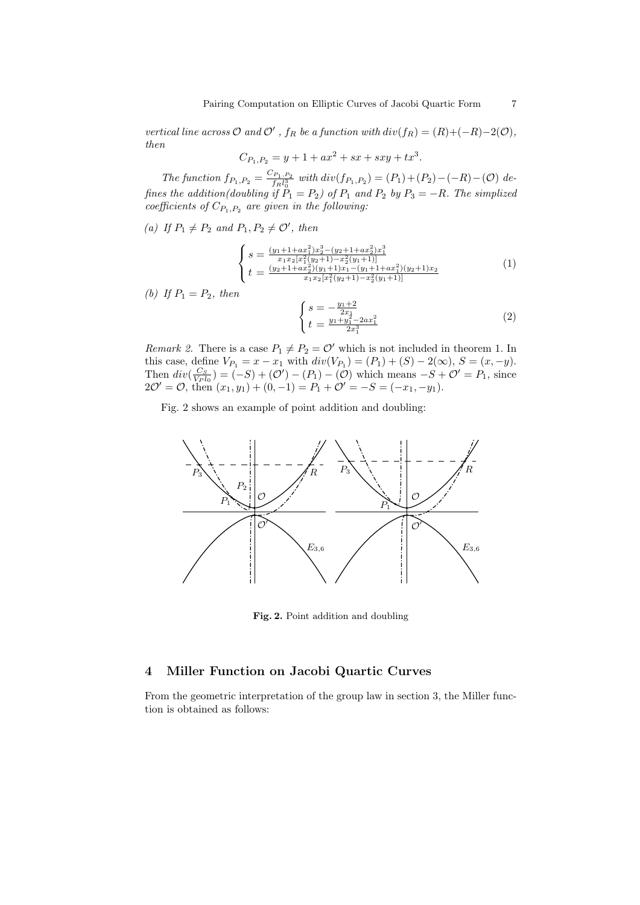*vertical line across $\mathcal{O}$ and $\mathcal{O}'$ , $f_R$ be a function with $div(f_R) = (R)+(-R)-2(\mathcal{O})$, then*

$$C_{P_1,P_2} = y + 1 + ax^2 + sx + sxy + tx^3.$$

*The function $f_{P_1,P_2} = \frac{C_{P_1,P_2}}{f_R l_0^3}$ with $div(f_{P_1,P_2}) = (P_1)+(P_2)-(-R)-(\mathcal{O})$ defines the addition(doubling if $P_1 = P_2$) of $P_1$ and $P_2$ by $P_3 = -R$. The simplized coefficients of $C_{P_1,P_2}$ are given in the following:*

*(a) If $P_1 \neq P_2$ and $P_1, P_2 \neq \mathcal{O}'$, then*

$$\begin{cases} s = \frac{(y_1+1+ax_1^2)x_2^3-(y_2+1+ax_2^2)x_1^3}{x_1x_2[x_1^2(y_2+1)-x_2^2(y_1+1)]} \\ t = \frac{(y_2+1+ax_2^2)(y_1+1)x_1-(y_1+1+ax_1^2)(y_2+1)x_2}{x_1x_2[x_1^2(y_2+1)-x_2^2(y_1+1)]} \end{cases} \tag{1}$$

*(b) If $P_1 = P_2$, then*

$$\begin{cases} s = -\frac{y_1+2}{2x_1} \\ t = \frac{y_1+y_1^2-2ax_1^2}{2x_1^3} \end{cases} \tag{2}$$

*Remark 2.* There is a case $P_1 \neq P_2 = \mathcal{O}'$ which is not included in theorem 1. In this case, define $V_{P_1} = x - x_1$ with $div(V_{P_1}) = (P_1) + (S) - 2(\infty)$, $S = (x, -y)$. Then $div(\frac{C_S}{V_P l_0}) = (-S) + (\mathcal{O}') - (P_1) - (\mathcal{O})$ which means $-S + \mathcal{O}' = P_1$, since $2\mathcal{O}' = \mathcal{O}$, then $(x_1, y_1) + (0, -1) = P_1 + \mathcal{O}' = -S = (-x_1, -y_1)$.

Fig. 2 shows an example of point addition and doubling:

**Fig. 2.** Point addition and doubling

## 4 Miller Function on Jacobi Quartic Curves

From the geometric interpretation of the group law in section 3, the Miller function is obtained as follows: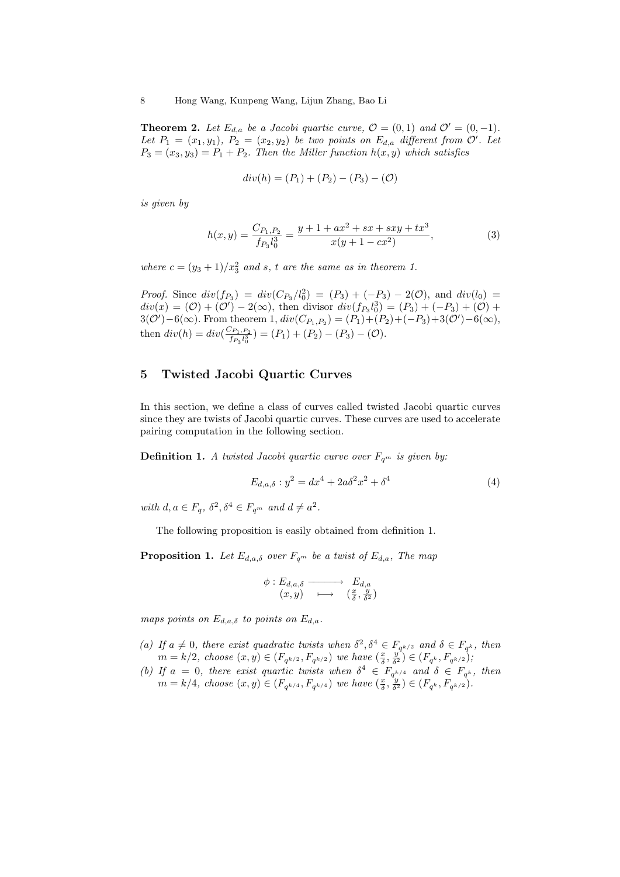**Theorem 2.** *Let $E_{d,a}$ be a Jacobi quartic curve, $\mathcal{O} = (0, 1)$ and $\mathcal{O}' = (0, -1)$. Let $P_1 = (x_1, y_1)$, $P_2 = (x_2, y_2)$ be two points on $E_{d,a}$ different from $\mathcal{O}'$. Let $P_3 = (x_3, y_3) = P_1 + P_2$. Then the Miller function $h(x, y)$ which satisfies*

$$div(h) = (P_1) + (P_2) - (P_3) - (\mathcal{O})$$

*is given by*

$$h(x, y) = \frac{C_{P_1,P_2}}{f_{P_3} l_0^3} = \frac{y + 1 + ax^2 + sx + sxy + tx^3}{x(y + 1 - cx^2)}, \tag{3}$$

*where $c = (y_3 + 1)/x_3^2$ and $s$, $t$ are the same as in theorem 1.*

*Proof.* Since $div(f_{P_3}) = div(C_{P_3}/l_0^2) = (P_3) + (-P_3) - 2(\mathcal{O})$, and $div(l_0) = div(x) = (\mathcal{O}) + (\mathcal{O}') - 2(\infty)$, then divisor $div(f_{P_3} l_0^3) = (P_3) + (-P_3) + (\mathcal{O}) + 3(\mathcal{O}') - 6(\infty)$. From theorem 1, $div(C_{P_1,P_2}) = (P_1) + (P_2) + (-P_3) + 3(\mathcal{O}') - 6(\infty)$, then $div(h) = div(\frac{C_{P_1,P_2}}{f_{P_3} l_0^3}) = (P_1) + (P_2) - (P_3) - (\mathcal{O})$.

## 5 Twisted Jacobi Quartic Curves

In this section, we define a class of curves called twisted Jacobi quartic curves since they are twists of Jacobi quartic curves. These curves are used to accelerate pairing computation in the following section.

**Definition 1.** *A twisted Jacobi quartic curve over $F_{q^m}$ is given by:*

$$E_{d,a,\delta} : y^2 = dx^4 + 2a\delta^2 x^2 + \delta^4 \tag{4}$$

*with $d, a \in F_q$, $\delta^2, \delta^4 \in F_{q^m}$ and $d \neq a^2$.*

The following proposition is easily obtained from definition 1.

**Proposition 1.** *Let $E_{d,a,\delta}$ over $F_{q^m}$ be a twist of $E_{d,a}$, The map*

$$\begin{array}{rcl} \phi : E_{d,a,\delta} & \longrightarrow & E_{d,a} \\ (x, y) & \longmapsto & (\frac{x}{\delta}, \frac{y}{\delta^2}) \end{array}$$

*maps points on $E_{d,a,\delta}$ to points on $E_{d,a}$.*

- *(a) If $a \neq 0$, there exist quadratic twists when $\delta^2, \delta^4 \in F_{q^{k/2}}$ and $\delta \in F_{q^k}$, then $m = k/2$, choose $(x, y) \in (F_{q^{k/2}}, F_{q^{k/2}})$ we have $(\frac{x}{\delta}, \frac{y}{\delta^2}) \in (F_{q^k}, F_{q^{k/2}})$;*
- *(b) If $a = 0$, there exist quartic twists when $\delta^4 \in F_{q^{k/4}}$ and $\delta \in F_{q^k}$, then $m = k/4$, choose $(x, y) \in (F_{q^{k/4}}, F_{q^{k/4}})$ we have $(\frac{x}{\delta}, \frac{y}{\delta^2}) \in (F_{q^k}, F_{q^{k/2}})$.*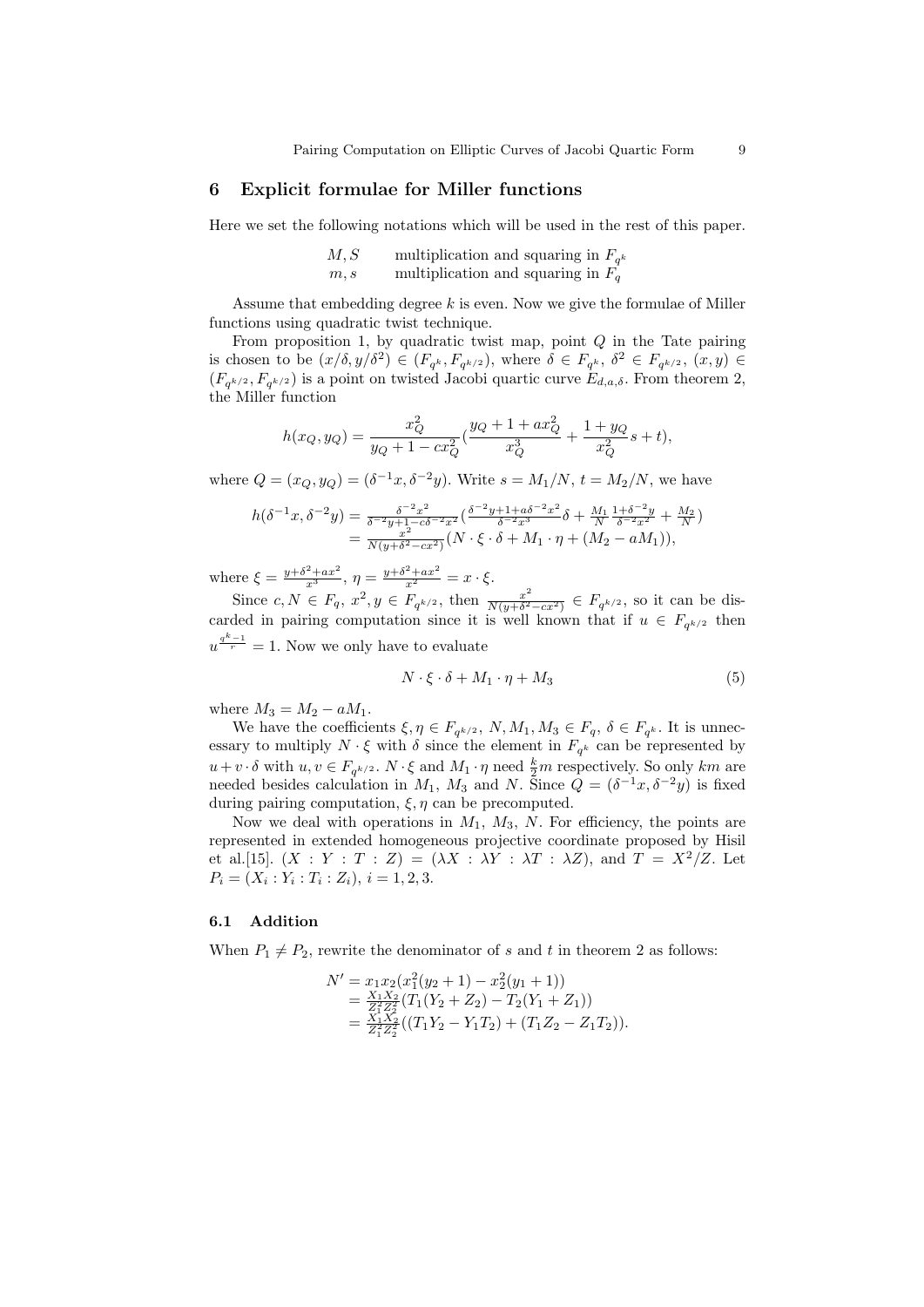## 6 Explicit formulae for Miller functions

Here we set the following notations which will be used in the rest of this paper.

| | |
|---|---|
| $M, S$ | multiplication and squaring in $F_{q^k}$ |
| $m, s$ | multiplication and squaring in $F_q$ |

Assume that embedding degree $k$ is even. Now we give the formulae of Miller functions using quadratic twist technique.

From proposition 1, by quadratic twist map, point $Q$ in the Tate pairing is chosen to be $(x/\delta, y/\delta^2) \in (F_{q^k}, F_{q^{k/2}})$, where $\delta \in F_{q^k}$, $\delta^2 \in F_{q^{k/2}}$, $(x, y) \in (F_{q^{k/2}}, F_{q^{k/2}})$ is a point on twisted Jacobi quartic curve $E_{d,a,\delta}$. From theorem 2, the Miller function

$$h(x_Q, y_Q) = \frac{x_Q^2}{y_Q + 1 - cx_Q^2}\left(\frac{y_Q + 1 + ax_Q^2}{x_Q^3} + \frac{1 + y_Q}{x_Q^2}s + t\right),$$

where $Q = (x_Q, y_Q) = (\delta^{-1}x, \delta^{-2}y)$. Write $s = M_1/N$, $t = M_2/N$, we have

$$\begin{aligned} h(\delta^{-1}x, \delta^{-2}y) &= \frac{\delta^{-2}x^2}{\delta^{-2}y + 1 - c\delta^{-2}x^2}\left(\frac{\delta^{-2}y + 1 + a\delta^{-2}x^2}{\delta^{-2}x^3}\delta + \frac{M_1}{N}\frac{1 + \delta^{-2}y}{\delta^{-2}x^2} + \frac{M_2}{N}\right) \\ &= \frac{x^2}{N(y + \delta^2 - cx^2)}(N \cdot \xi \cdot \delta + M_1 \cdot \eta + (M_2 - aM_1)), \end{aligned}$$

where $\xi = \frac{y + \delta^2 + ax^2}{x^3}$, $\eta = \frac{y + \delta^2 + ax^2}{x^2} = x \cdot \xi$.

Since $c, N \in F_q$, $x^2, y \in F_{q^{k/2}}$, then $\frac{x^2}{N(y + \delta^2 - cx^2)} \in F_{q^{k/2}}$, so it can be discarded in pairing computation since it is well known that if $u \in F_{q^{k/2}}$ then $u^{\frac{q^k - 1}{r}} = 1$. Now we only have to evaluate

$$N \cdot \xi \cdot \delta + M_1 \cdot \eta + M_3 \tag{5}$$

where $M_3 = M_2 - aM_1$.

We have the coefficients $\xi, \eta \in F_{q^{k/2}}$, $N, M_1, M_3 \in F_q$, $\delta \in F_{q^k}$. It is unnecessary to multiply $N \cdot \xi$ with $\delta$ since the element in $F_{q^k}$ can be represented by $u + v \cdot \delta$ with $u, v \in F_{q^{k/2}}$. $N \cdot \xi$ and $M_1 \cdot \eta$ need $\frac{k}{2}m$ respectively. So only $km$ are needed besides calculation in $M_1$, $M_3$ and $N$. Since $Q = (\delta^{-1}x, \delta^{-2}y)$ is fixed during pairing computation, $\xi, \eta$ can be precomputed.

Now we deal with operations in $M_1$, $M_3$, $N$. For efficiency, the points are represented in extended homogeneous projective coordinate proposed by Hisil et al.[15]. $(X : Y : T : Z) = (\lambda X : \lambda Y : \lambda T : \lambda Z)$, and $T = X^2/Z$. Let $P_i = (X_i : Y_i : T_i : Z_i)$, $i = 1, 2, 3$.

### 6.1 Addition

When $P_1 \neq P_2$, rewrite the denominator of $s$ and $t$ in theorem 2 as follows:

$$\begin{aligned} N' &= x_1 x_2(x_1^2(y_2 + 1) - x_2^2(y_1 + 1)) \\ &= \frac{X_1 X_2}{Z_1^2 Z_2^2}(T_1(Y_2 + Z_2) - T_2(Y_1 + Z_1)) \\ &= \frac{X_1 X_2}{Z_1^2 Z_2^2}((T_1 Y_2 - Y_1 T_2) + (T_1 Z_2 - Z_1 T_2)). \end{aligned}$$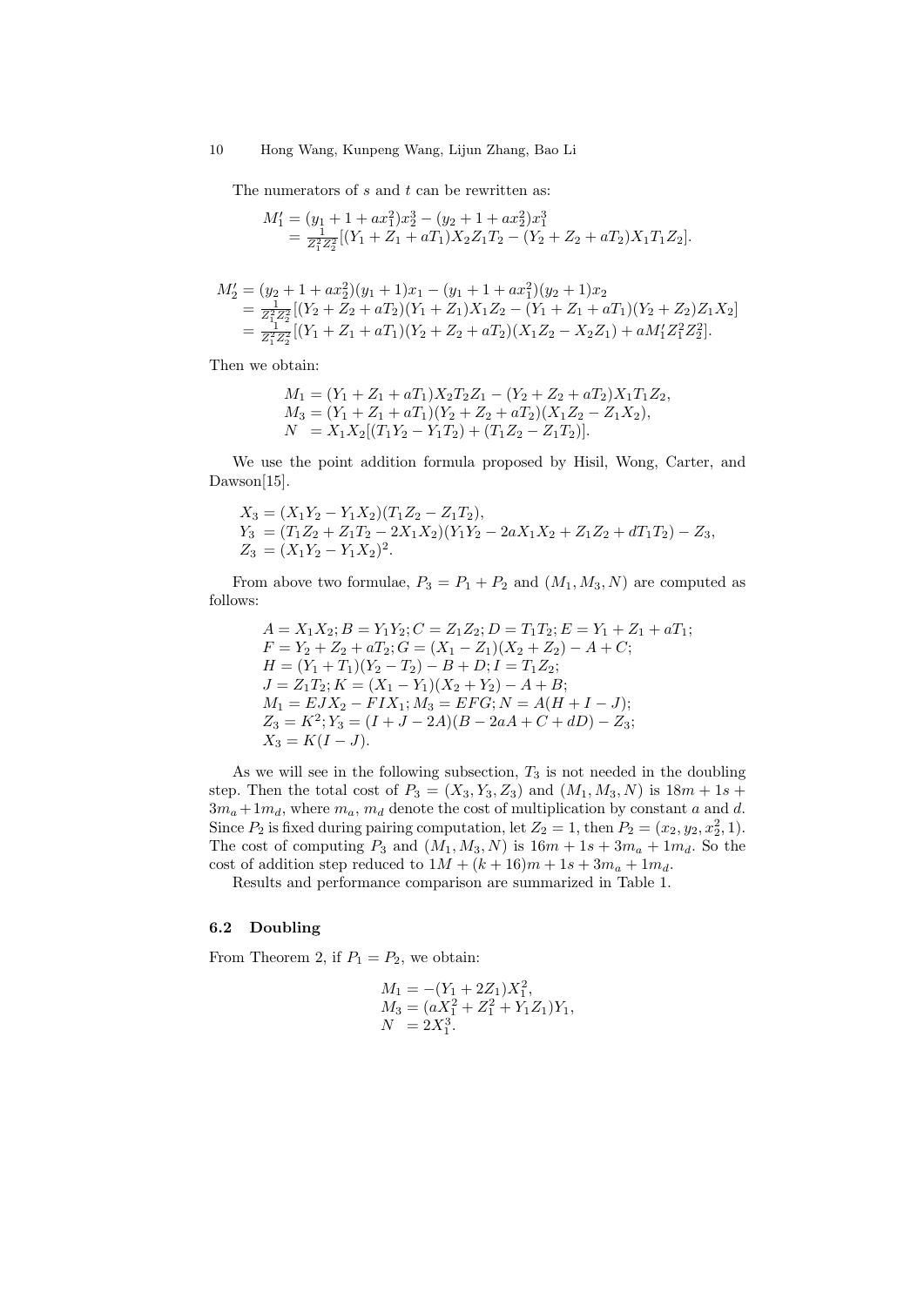The numerators of $s$ and $t$ can be rewritten as:

$$
\begin{aligned}
M_1' &= (y_1 + 1 + ax_1^2)x_2^3 - (y_2 + 1 + ax_2^2)x_1^3 \\
&= \tfrac{1}{Z_1^2 Z_2^2}[(Y_1 + Z_1 + aT_1)X_2 Z_1 T_2 - (Y_2 + Z_2 + aT_2)X_1 T_1 Z_2].
\end{aligned}
$$

$$
\begin{aligned}
M_2' &= (y_2 + 1 + ax_2^2)(y_1 + 1)x_1 - (y_1 + 1 + ax_1^2)(y_2 + 1)x_2 \\
&= \tfrac{1}{Z_1^2 Z_2^2}[(Y_2 + Z_2 + aT_2)(Y_1 + Z_1)X_1 Z_2 - (Y_1 + Z_1 + aT_1)(Y_2 + Z_2)Z_1 X_2] \\
&= \tfrac{1}{Z_1^2 Z_2^2}[(Y_1 + Z_1 + aT_1)(Y_2 + Z_2 + aT_2)(X_1 Z_2 - X_2 Z_1) + aM_1' Z_1^2 Z_2^2].
\end{aligned}
$$

Then we obtain:

$$
\begin{aligned}
M_1 &= (Y_1 + Z_1 + aT_1)X_2 T_2 Z_1 - (Y_2 + Z_2 + aT_2)X_1 T_1 Z_2, \\
M_3 &= (Y_1 + Z_1 + aT_1)(Y_2 + Z_2 + aT_2)(X_1 Z_2 - Z_1 X_2), \\
N &= X_1 X_2[(T_1 Y_2 - Y_1 T_2) + (T_1 Z_2 - Z_1 T_2)].
\end{aligned}
$$

We use the point addition formula proposed by Hisil, Wong, Carter, and Dawson[15].

$$
\begin{aligned}
X_3 &= (X_1 Y_2 - Y_1 X_2)(T_1 Z_2 - Z_1 T_2), \\
Y_3 &= (T_1 Z_2 + Z_1 T_2 - 2X_1 X_2)(Y_1 Y_2 - 2aX_1 X_2 + Z_1 Z_2 + dT_1 T_2) - Z_3, \\
Z_3 &= (X_1 Y_2 - Y_1 X_2)^2.
\end{aligned}
$$

From above two formulae, $P_3 = P_1 + P_2$ and $(M_1, M_3, N)$ are computed as follows:

$$
\begin{aligned}
&A = X_1 X_2; B = Y_1 Y_2; C = Z_1 Z_2; D = T_1 T_2; E = Y_1 + Z_1 + aT_1; \\
&F = Y_2 + Z_2 + aT_2; G = (X_1 - Z_1)(X_2 + Z_2) - A + C; \\
&H = (Y_1 + T_1)(Y_2 - T_2) - B + D; I = T_1 Z_2; \\
&J = Z_1 T_2; K = (X_1 - Y_1)(X_2 + Y_2) - A + B; \\
&M_1 = EJX_2 - FIX_1; M_3 = EFG; N = A(H + I - J); \\
&Z_3 = K^2; Y_3 = (I + J - 2A)(B - 2aA + C + dD) - Z_3; \\
&X_3 = K(I - J).
\end{aligned}
$$

As we will see in the following subsection, $T_3$ is not needed in the doubling step. Then the total cost of $P_3 = (X_3, Y_3, Z_3)$ and $(M_1, M_3, N)$ is $18m + 1s + 3m_a + 1m_d$, where $m_a$, $m_d$ denote the cost of multiplication by constant $a$ and $d$. Since $P_2$ is fixed during pairing computation, let $Z_2 = 1$, then $P_2 = (x_2, y_2, x_2^2, 1)$. The cost of computing $P_3$ and $(M_1, M_3, N)$ is $16m + 1s + 3m_a + 1m_d$. So the cost of addition step reduced to $1M + (k + 16)m + 1s + 3m_a + 1m_d$.

Results and performance comparison are summarized in Table 1.

### 6.2 Doubling

From Theorem 2, if $P_1 = P_2$, we obtain:

$$
\begin{aligned}
M_1 &= -(Y_1 + 2Z_1)X_1^2, \\
M_3 &= (aX_1^2 + Z_1^2 + Y_1 Z_1)Y_1, \\
N &= 2X_1^3.
\end{aligned}
$$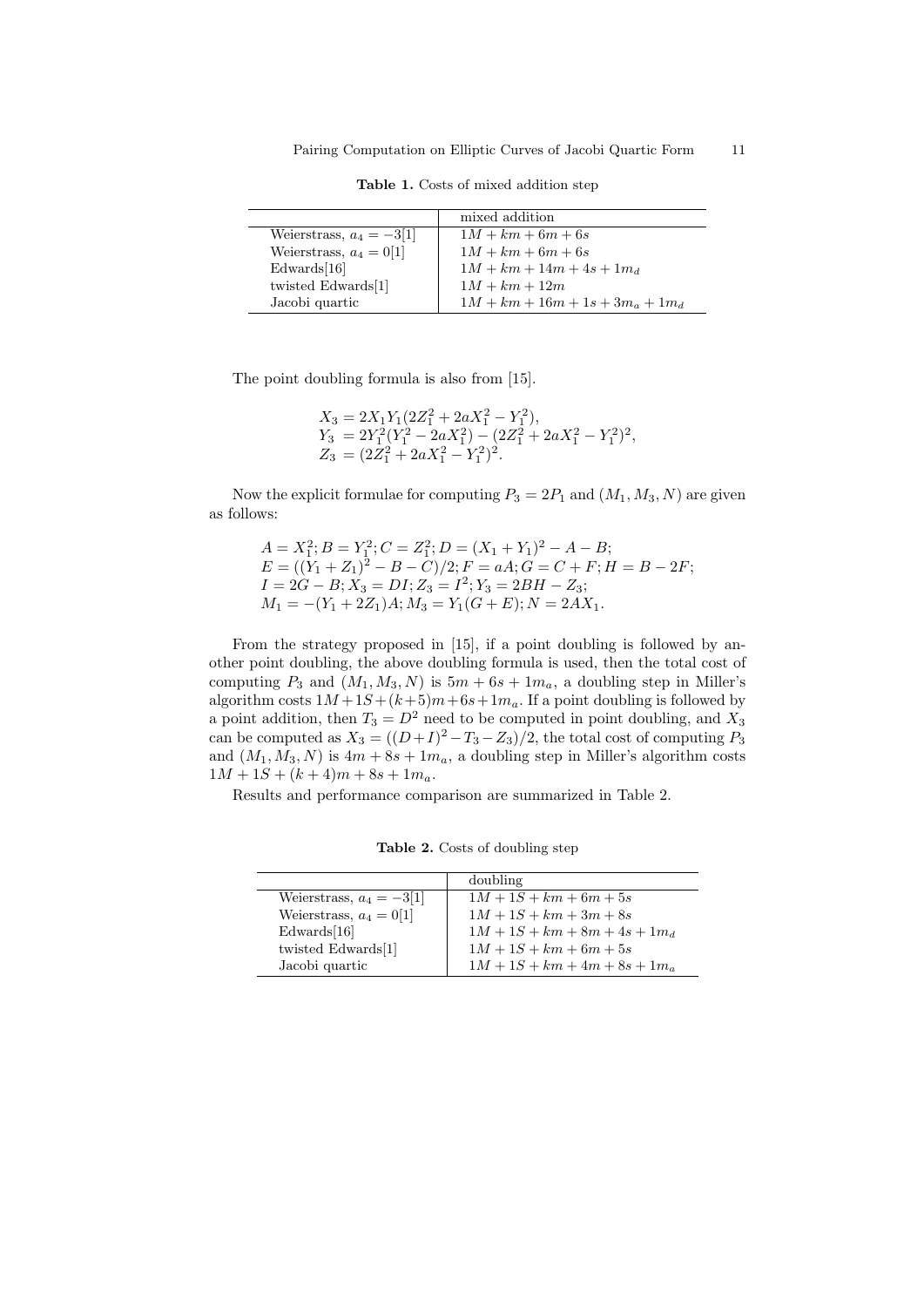**Table 1.** Costs of mixed addition step

| | mixed addition |
|---|---|
| Weierstrass, $a_4 = -3$[1] | $1M + km + 6m + 6s$ |
| Weierstrass, $a_4 = 0$[1] | $1M + km + 6m + 6s$ |
| Edwards[16] | $1M + km + 14m + 4s + 1m_d$ |
| twisted Edwards[1] | $1M + km + 12m$ |
| Jacobi quartic | $1M + km + 16m + 1s + 3m_a + 1m_d$ |

The point doubling formula is also from [15].

$$
\begin{aligned}
X_3 &= 2X_1Y_1(2Z_1^2 + 2aX_1^2 - Y_1^2),\\
Y_3 &= 2Y_1^2(Y_1^2 - 2aX_1^2) - (2Z_1^2 + 2aX_1^2 - Y_1^2)^2,\\
Z_3 &= (2Z_1^2 + 2aX_1^2 - Y_1^2)^2.
\end{aligned}
$$

Now the explicit formulae for computing $P_3 = 2P_1$ and $(M_1, M_3, N)$ are given as follows:

$$
\begin{aligned}
&A = X_1^2; B = Y_1^2; C = Z_1^2; D = (X_1 + Y_1)^2 - A - B;\\
&E = ((Y_1 + Z_1)^2 - B - C)/2; F = aA; G = C + F; H = B - 2F;\\
&I = 2G - B; X_3 = DI; Z_3 = I^2; Y_3 = 2BH - Z_3;\\
&M_1 = -(Y_1 + 2Z_1)A; M_3 = Y_1(G + E); N = 2AX_1.
\end{aligned}
$$

From the strategy proposed in [15], if a point doubling is followed by another point doubling, the above doubling formula is used, then the total cost of computing $P_3$ and $(M_1, M_3, N)$ is $5m + 6s + 1m_a$, a doubling step in Miller's algorithm costs $1M + 1S + (k+5)m + 6s + 1m_a$. If a point doubling is followed by a point addition, then $T_3 = D^2$ need to be computed in point doubling, and $X_3$ can be computed as $X_3 = ((D+I)^2 - T_3 - Z_3)/2$, the total cost of computing $P_3$ and $(M_1, M_3, N)$ is $4m + 8s + 1m_a$, a doubling step in Miller's algorithm costs $1M + 1S + (k+4)m + 8s + 1m_a$.

Results and performance comparison are summarized in Table 2.

**Table 2.** Costs of doubling step

| | doubling |
|---|---|
| Weierstrass, $a_4 = -3$[1] | $1M + 1S + km + 6m + 5s$ |
| Weierstrass, $a_4 = 0$[1] | $1M + 1S + km + 3m + 8s$ |
| Edwards[16] | $1M + 1S + km + 8m + 4s + 1m_d$ |
| twisted Edwards[1] | $1M + 1S + km + 6m + 5s$ |
| Jacobi quartic | $1M + 1S + km + 4m + 8s + 1m_a$ |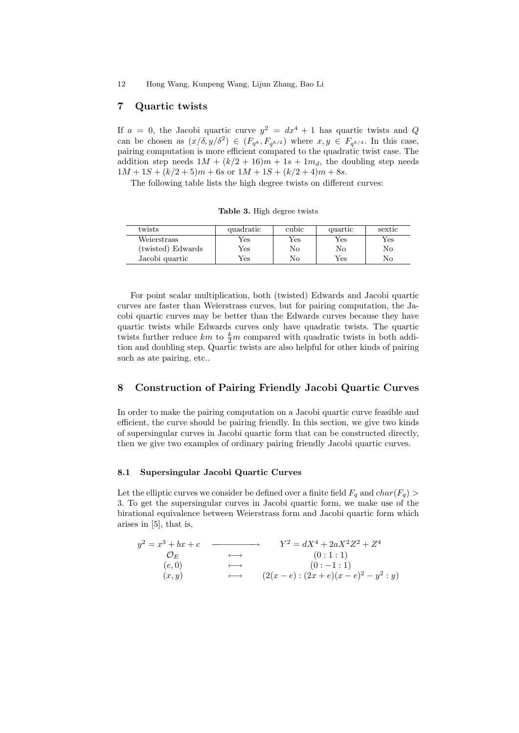## 7 Quartic twists

If $a = 0$, the Jacobi quartic curve $y^2 = dx^4 + 1$ has quartic twists and $Q$ can be chosen as $(x/\delta, y/\delta^2) \in (F_{q^k}, F_{q^{k/2}})$ where $x, y \in F_{q^{k/4}}$. In this case, pairing computation is more efficient compared to the quadratic twist case. The addition step needs $1M + (k/2 + 16)m + 1s + 1m_d$, the doubling step needs $1M + 1S + (k/2 + 5)m + 6s$ or $1M + 1S + (k/2 + 4)m + 8s$.

The following table lists the high degree twists on different curves:

**Table 3.** High degree twists

| twists | quadratic | cubic | quartic | sextic |
|---|---|---|---|---|
| Weierstrass | Yes | Yes | Yes | Yes |
| (twisted) Edwards | Yes | No | No | No |
| Jacobi quartic | Yes | No | Yes | No |

For point scalar multiplication, both (twisted) Edwards and Jacobi quartic curves are faster than Weierstrass curves, but for pairing computation, the Jacobi quartic curves may be better than the Edwards curves because they have quartic twists while Edwards curves only have quadratic twists. The quartic twists further reduce $km$ to $\frac{k}{2}m$ compared with quadratic twists in both addition and doubling step. Quartic twists are also helpful for other kinds of pairing such as ate pairing, etc..

## 8 Construction of Pairing Friendly Jacobi Quartic Curves

In order to make the pairing computation on a Jacobi quartic curve feasible and efficient, the curve should be pairing friendly. In this section, we give two kinds of supersingular curves in Jacobi quartic form that can be constructed directly, then we give two examples of ordinary pairing friendly Jacobi quartic curves.

### 8.1 Supersingular Jacobi Quartic Curves

Let the elliptic curves we consider be defined over a finite field $F_q$ and $char(F_q) > 3$. To get the supersingular curves in Jacobi quartic form, we make use of the birational equivalence between Weierstrass form and Jacobi quartic form which arises in [5], that is,

$$
\begin{array}{ccc}
y^2 = x^3 + bx + c & \longrightarrow & Y^2 = dX^4 + 2aX^2Z^2 + Z^4 \\
\mathcal{O}_E & \longmapsto & (0:1:1) \\
(e, 0) & \longmapsto & (0:-1:1) \\
(x, y) & \longmapsto & (2(x-e) : (2x+e)(x-e)^2 - y^2 : y)
\end{array}
$$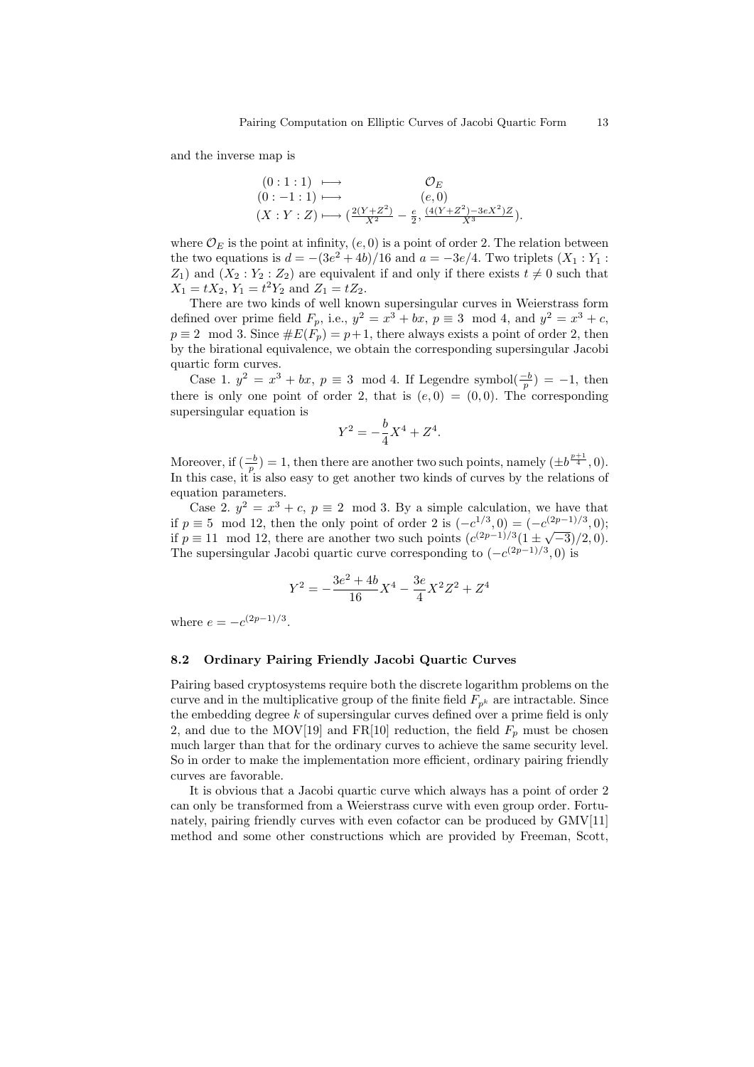and the inverse map is

$$\begin{array}{lcc} (0:1:1) & \longmapsto & \mathcal{O}_E \\ (0:-1:1) & \longmapsto & (e,0) \\ (X:Y:Z) & \longmapsto & (\frac{2(Y+Z^2)}{X^2} - \frac{e}{2}, \frac{(4(Y+Z^2)-3eX^2)Z}{X^3}). \end{array}$$

where $\mathcal{O}_E$ is the point at infinity, $(e,0)$ is a point of order 2. The relation between the two equations is $d = -(3e^2+4b)/16$ and $a = -3e/4$. Two triplets $(X_1 : Y_1 : Z_1)$ and $(X_2 : Y_2 : Z_2)$ are equivalent if and only if there exists $t \neq 0$ such that $X_1 = tX_2$, $Y_1 = t^2Y_2$ and $Z_1 = tZ_2$.

There are two kinds of well known supersingular curves in Weierstrass form defined over prime field $F_p$, i.e., $y^2 = x^3 + bx$, $p \equiv 3 \mod 4$, and $y^2 = x^3 + c$, $p \equiv 2 \mod 3$. Since $\#E(F_p) = p+1$, there always exists a point of order 2, then by the birational equivalence, we obtain the corresponding supersingular Jacobi quartic form curves.

Case 1. $y^2 = x^3 + bx$, $p \equiv 3 \mod 4$. If Legendre symbol$(\frac{-b}{p}) = -1$, then there is only one point of order 2, that is $(e,0) = (0,0)$. The corresponding supersingular equation is

$$Y^2 = -\frac{b}{4}X^4 + Z^4.$$

Moreover, if $(\frac{-b}{p}) = 1$, then there are another two such points, namely $(\pm b^{\frac{p+1}{4}}, 0)$. In this case, it is also easy to get another two kinds of curves by the relations of equation parameters.

Case 2. $y^2 = x^3 + c$, $p \equiv 2 \mod 3$. By a simple calculation, we have that if $p \equiv 5 \mod 12$, then the only point of order 2 is $(-c^{1/3}, 0) = (-c^{(2p-1)/3}, 0)$; if $p \equiv 11 \mod 12$, there are another two such points $(c^{(2p-1)/3}(1 \pm \sqrt{-3})/2, 0)$. The supersingular Jacobi quartic curve corresponding to $(-c^{(2p-1)/3}, 0)$ is

$$Y^2 = -\frac{3e^2+4b}{16}X^4 - \frac{3e}{4}X^2Z^2 + Z^4$$

where $e = -c^{(2p-1)/3}$.

### 8.2 Ordinary Pairing Friendly Jacobi Quartic Curves

Pairing based cryptosystems require both the discrete logarithm problems on the curve and in the multiplicative group of the finite field $F_{p^k}$ are intractable. Since the embedding degree $k$ of supersingular curves defined over a prime field is only 2, and due to the MOV[19] and FR[10] reduction, the field $F_p$ must be chosen much larger than that for the ordinary curves to achieve the same security level. So in order to make the implementation more efficient, ordinary pairing friendly curves are favorable.

It is obvious that a Jacobi quartic curve which always has a point of order 2 can only be transformed from a Weierstrass curve with even group order. Fortunately, pairing friendly curves with even cofactor can be produced by GMV[11] method and some other constructions which are provided by Freeman, Scott,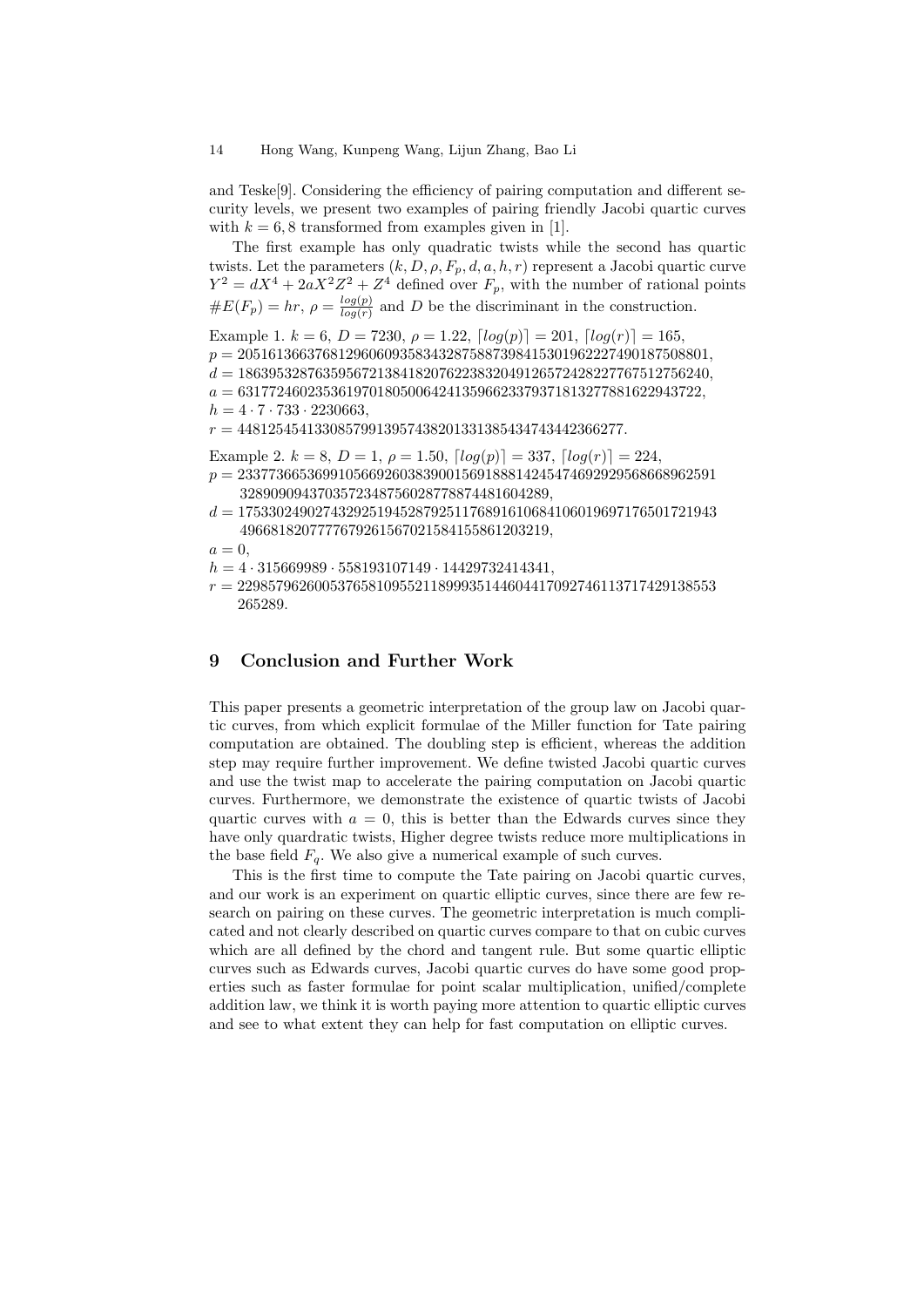and Teske[9]. Considering the efficiency of pairing computation and different security levels, we present two examples of pairing friendly Jacobi quartic curves with $k = 6, 8$ transformed from examples given in [1].

The first example has only quadratic twists while the second has quartic twists. Let the parameters $(k, D, \rho, F_p, d, a, h, r)$ represent a Jacobi quartic curve $Y^2 = dX^4 + 2aX^2Z^2 + Z^4$ defined over $F_p$, with the number of rational points $\#E(F_p) = hr$, $\rho = \frac{log(p)}{log(r)}$ and $D$ be the discriminant in the construction.

Example 1. $k = 6$, $D = 7230$, $\rho = 1.22$, $\lceil log(p) \rceil = 201$, $\lceil log(r) \rceil = 165$,
$p = 2051613663768129606093583432875887398415301962227490187508801$,
$d = 1863953287635956721384182076223832049126572428227767512756240$,
$a = 631772460235361970180500642413596623379371813277881622943722$,
$h = 4 \cdot 7 \cdot 733 \cdot 2230663$,
$r = 44812545413308579913957438201331385434743442366277$.

Example 2. $k = 8$, $D = 1$, $\rho = 1.50$, $\lceil log(p) \rceil = 337$, $\lceil log(r) \rceil = 224$,
$p = 2337736653699105669260383900156918881424547469292956866896259132890909437035723487560287788744816042 89$,
$d = 1753302490274329251945287925117689161068410601969717650172194349668182077776792615670215841558612 03219$,
$a = 0$,
$h = 4 \cdot 315669989 \cdot 558193107149 \cdot 14429732414341$,
$r = 22985796260053765810955211899935144604417092746113717429138553265289$.

## 9 Conclusion and Further Work

This paper presents a geometric interpretation of the group law on Jacobi quartic curves, from which explicit formulae of the Miller function for Tate pairing computation are obtained. The doubling step is efficient, whereas the addition step may require further improvement. We define twisted Jacobi quartic curves and use the twist map to accelerate the pairing computation on Jacobi quartic curves. Furthermore, we demonstrate the existence of quartic twists of Jacobi quartic curves with $a = 0$, this is better than the Edwards curves since they have only quardratic twists, Higher degree twists reduce more multiplications in the base field $F_q$. We also give a numerical example of such curves.

This is the first time to compute the Tate pairing on Jacobi quartic curves, and our work is an experiment on quartic elliptic curves, since there are few research on pairing on these curves. The geometric interpretation is much complicated and not clearly described on quartic curves compare to that on cubic curves which are all defined by the chord and tangent rule. But some quartic elliptic curves such as Edwards curves, Jacobi quartic curves do have some good properties such as faster formulae for point scalar multiplication, unified/complete addition law, we think it is worth paying more attention to quartic elliptic curves and see to what extent they can help for fast computation on elliptic curves.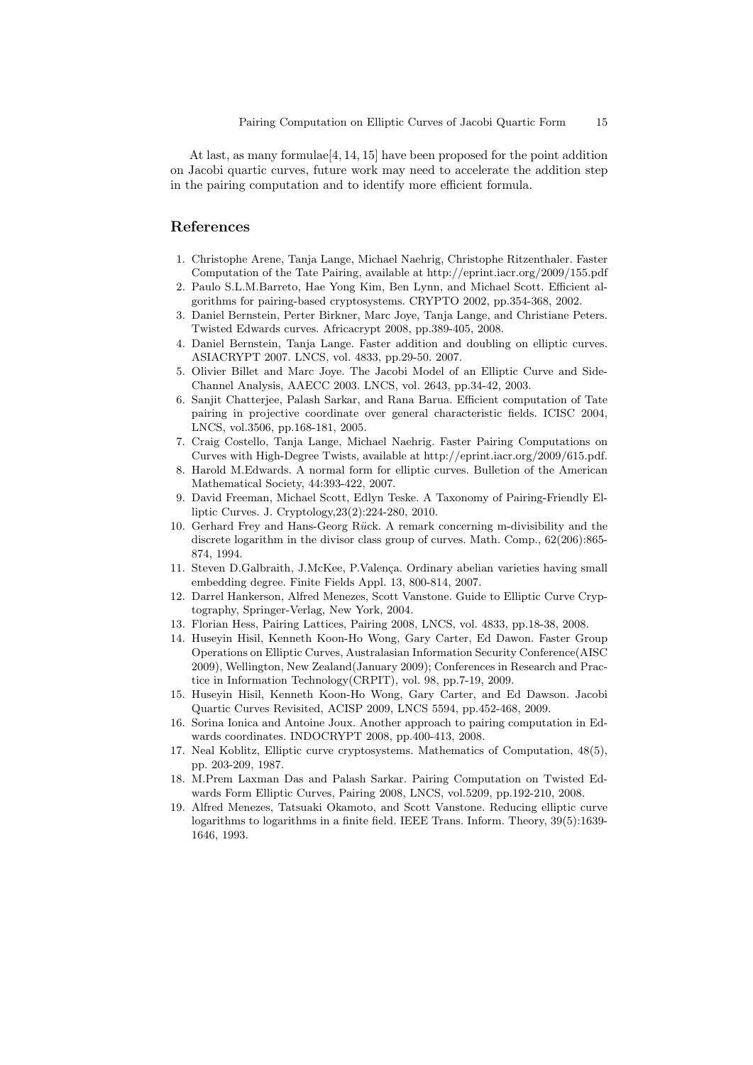At last, as many formulae[4, 14, 15] have been proposed for the point addition on Jacobi quartic curves, future work may need to accelerate the addition step in the pairing computation and to identify more efficient formula.

## References

1. Christophe Arene, Tanja Lange, Michael Naehrig, Christophe Ritzenthaler. Faster Computation of the Tate Pairing, available at http://eprint.iacr.org/2009/155.pdf
2. Paulo S.L.M.Barreto, Hae Yong Kim, Ben Lynn, and Michael Scott. Efficient algorithms for pairing-based cryptosystems. CRYPTO 2002, pp.354-368, 2002.
3. Daniel Bernstein, Perter Birkner, Marc Joye, Tanja Lange, and Christiane Peters. Twisted Edwards curves. Africacrypt 2008, pp.389-405, 2008.
4. Daniel Bernstein, Tanja Lange. Faster addition and doubling on elliptic curves. ASIACRYPT 2007. LNCS, vol. 4833, pp.29-50. 2007.
5. Olivier Billet and Marc Joye. The Jacobi Model of an Elliptic Curve and Side-Channel Analysis, AAECC 2003. LNCS, vol. 2643, pp.34-42, 2003.
6. Sanjit Chatterjee, Palash Sarkar, and Rana Barua. Efficient computation of Tate pairing in projective coordinate over general characteristic fields. ICISC 2004, LNCS, vol.3506, pp.168-181, 2005.
7. Craig Costello, Tanja Lange, Michael Naehrig. Faster Pairing Computations on Curves with High-Degree Twists, available at http://eprint.iacr.org/2009/615.pdf.
8. Harold M.Edwards. A normal form for elliptic curves. Bulletion of the American Mathematical Society, 44:393-422, 2007.
9. David Freeman, Michael Scott, Edlyn Teske. A Taxonomy of Pairing-Friendly Elliptic Curves. J. Cryptology,23(2):224-280, 2010.
10. Gerhard Frey and Hans-Georg Rück. A remark concerning m-divisibility and the discrete logarithm in the divisor class group of curves. Math. Comp., 62(206):865-874, 1994.
11. Steven D.Galbraith, J.McKee, P.Valença. Ordinary abelian varieties having small embedding degree. Finite Fields Appl. 13, 800-814, 2007.
12. Darrel Hankerson, Alfred Menezes, Scott Vanstone. Guide to Elliptic Curve Cryptography, Springer-Verlag, New York, 2004.
13. Florian Hess, Pairing Lattices, Pairing 2008, LNCS, vol. 4833, pp.18-38, 2008.
14. Huseyin Hisil, Kenneth Koon-Ho Wong, Gary Carter, Ed Dawon. Faster Group Operations on Elliptic Curves, Australasian Information Security Conference(AISC 2009), Wellington, New Zealand(January 2009); Conferences in Research and Practice in Information Technology(CRPIT), vol. 98, pp.7-19, 2009.
15. Huseyin Hisil, Kenneth Koon-Ho Wong, Gary Carter, and Ed Dawson. Jacobi Quartic Curves Revisited, ACISP 2009, LNCS 5594, pp.452-468, 2009.
16. Sorina Ionica and Antoine Joux. Another approach to pairing computation in Edwards coordinates. INDOCRYPT 2008, pp.400-413, 2008.
17. Neal Koblitz, Elliptic curve cryptosystems. Mathematics of Computation, 48(5), pp. 203-209, 1987.
18. M.Prem Laxman Das and Palash Sarkar. Pairing Computation on Twisted Edwards Form Elliptic Curves, Pairing 2008, LNCS, vol.5209, pp.192-210, 2008.
19. Alfred Menezes, Tatsuaki Okamoto, and Scott Vanstone. Reducing elliptic curve logarithms to logarithms in a finite field. IEEE Trans. Inform. Theory, 39(5):1639-1646, 1993.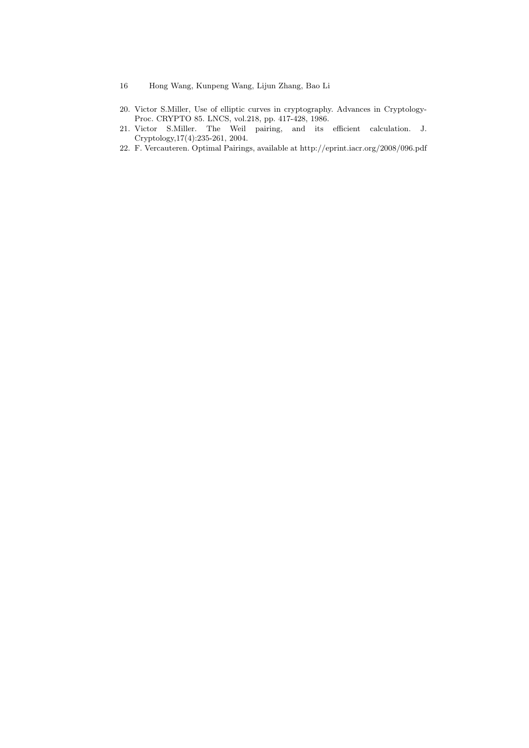20. Victor S.Miller, Use of elliptic curves in cryptography. Advances in Cryptology-Proc. CRYPTO 85. LNCS, vol.218, pp. 417-428, 1986.
21. Victor S.Miller. The Weil pairing, and its efficient calculation. J. Cryptology,17(4):235-261, 2004.
22. F. Vercauteren. Optimal Pairings, available at http://eprint.iacr.org/2008/096.pdf